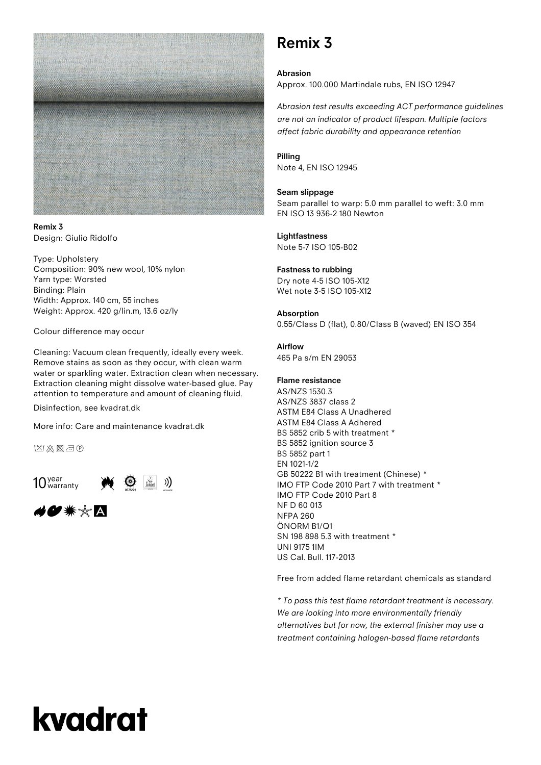# Remix 3

**Remix 3**
Design: Giulio Ridolfo

Type: Upholstery
Composition: 90% new wool, 10% nylon
Yarn type: Worsted
Binding: Plain
Width: Approx. 140 cm, 55 inches
Weight: Approx. 420 g/lin.m, 13.6 oz/ly

Colour difference may occur

Cleaning: Vacuum clean frequently, ideally every week. Remove stains as soon as they occur, with clean warm water or sparkling water. Extraction clean when necessary. Extraction cleaning might dissolve water-based glue. Pay attention to temperature and amount of cleaning fluid.

Disinfection, see kvadrat.dk

More info: Care and maintenance kvadrat.dk

10 year warranty

**Abrasion**
Approx. 100.000 Martindale rubs, EN ISO 12947

*Abrasion test results exceeding ACT performance guidelines are not an indicator of product lifespan. Multiple factors affect fabric durability and appearance retention*

**Pilling**
Note 4, EN ISO 12945

**Seam slippage**
Seam parallel to warp: 5.0 mm parallel to weft: 3.0 mm EN ISO 13 936-2 180 Newton

**Lightfastness**
Note 5-7 ISO 105-B02

**Fastness to rubbing**
Dry note 4-5 ISO 105-X12
Wet note 3-5 ISO 105-X12

**Absorption**
0.55/Class D (flat), 0.80/Class B (waved) EN ISO 354

**Airflow**
465 Pa s/m EN 29053

**Flame resistance**
AS/NZS 1530.3
AS/NZS 3837 class 2
ASTM E84 Class A Unadhered
ASTM E84 Class A Adhered
BS 5852 crib 5 with treatment *
BS 5852 ignition source 3
BS 5852 part 1
EN 1021-1/2
GB 50222 B1 with treatment (Chinese) *
IMO FTP Code 2010 Part 7 with treatment *
IMO FTP Code 2010 Part 8
NF D 60 013
NFPA 260
ÖNORM B1/Q1
SN 198 898 5.3 with treatment *
UNI 9175 1IM
US Cal. Bull. 117-2013

Free from added flame retardant chemicals as standard

*\* To pass this test flame retardant treatment is necessary. We are looking into more environmentally friendly alternatives but for now, the external finisher may use a treatment containing halogen-based flame retardants*

kvadrat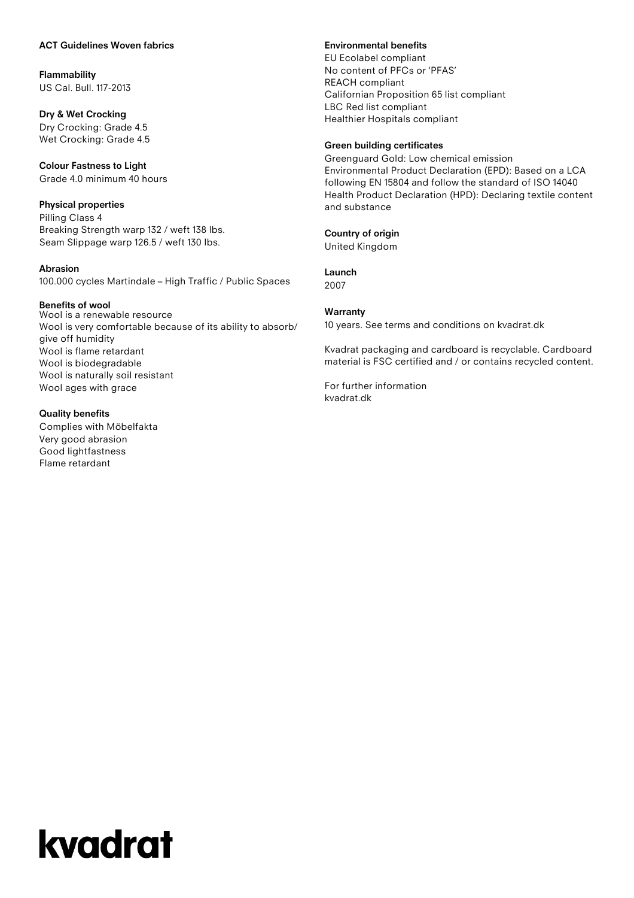**ACT Guidelines Woven fabrics**

**Flammability**
US Cal. Bull. 117-2013

**Dry & Wet Crocking**
Dry Crocking: Grade 4.5
Wet Crocking: Grade 4.5

**Colour Fastness to Light**
Grade 4.0 minimum 40 hours

**Physical properties**
Pilling Class 4
Breaking Strength warp 132 / weft 138 lbs.
Seam Slippage warp 126.5 / weft 130 lbs.

**Abrasion**
100.000 cycles Martindale – High Traffic / Public Spaces

**Benefits of wool**
Wool is a renewable resource
Wool is very comfortable because of its ability to absorb/give off humidity
Wool is flame retardant
Wool is biodegradable
Wool is naturally soil resistant
Wool ages with grace

**Quality benefits**
Complies with Möbelfakta
Very good abrasion
Good lightfastness
Flame retardant

**Environmental benefits**
EU Ecolabel compliant
No content of PFCs or 'PFAS'
REACH compliant
Californian Proposition 65 list compliant
LBC Red list compliant
Healthier Hospitals compliant

**Green building certificates**
Greenguard Gold: Low chemical emission
Environmental Product Declaration (EPD): Based on a LCA following EN 15804 and follow the standard of ISO 14040
Health Product Declaration (HPD): Declaring textile content and substance

**Country of origin**
United Kingdom

**Launch**
2007

**Warranty**
10 years. See terms and conditions on kvadrat.dk

Kvadrat packaging and cardboard is recyclable. Cardboard material is FSC certified and / or contains recycled content.

For further information
kvadrat.dk

kvadrat